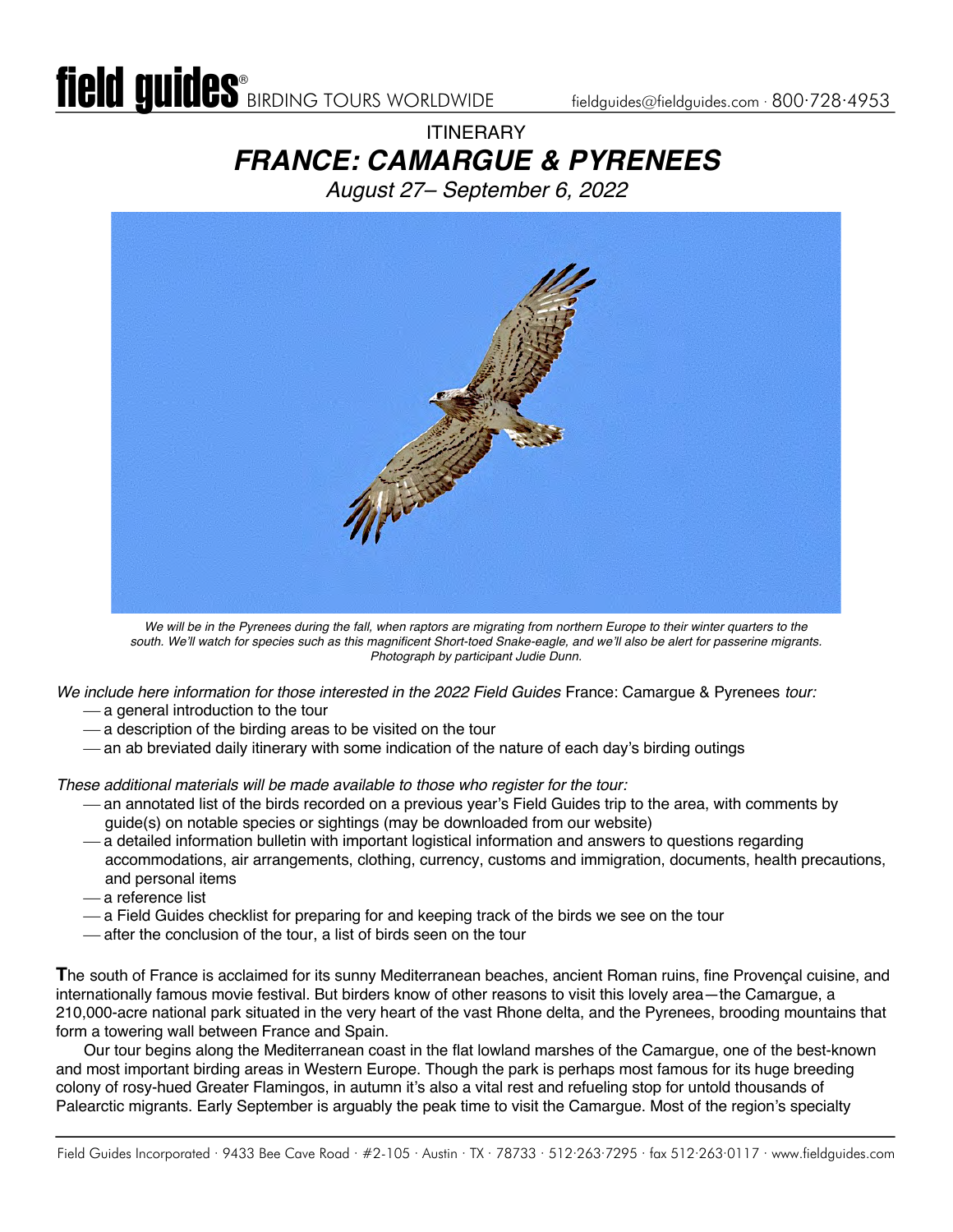# ITINERARY

# *FRANCE: CAMARGUE & PYRENEES*

*August 27– September 6, 2022*

*We will be in the Pyrenees during the fall, when raptors are migrating from northern Europe to their winter quarters to the south. We'll watch for species such as this magnificent Short-toed Snake-eagle, and we'll also be alert for passerine migrants. Photograph by participant Judie Dunn.*

*We include here information for those interested in the 2022 Field Guides* France: Camargue & Pyrenees *tour:*

- a general introduction to the tour
- a description of the birding areas to be visited on the tour
- an ab breviated daily itinerary with some indication of the nature of each day's birding outings

*These additional materials will be made available to those who register for the tour:*

- an annotated list of the birds recorded on a previous year's Field Guides trip to the area, with comments by guide(s) on notable species or sightings (may be downloaded from our website)
- a detailed information bulletin with important logistical information and answers to questions regarding accommodations, air arrangements, clothing, currency, customs and immigration, documents, health precautions, and personal items
- a reference list
- a Field Guides checklist for preparing for and keeping track of the birds we see on the tour
- after the conclusion of the tour, a list of birds seen on the tour

**T**he south of France is acclaimed for its sunny Mediterranean beaches, ancient Roman ruins, fine Provençal cuisine, and internationally famous movie festival. But birders know of other reasons to visit this lovely area—the Camargue, a 210,000-acre national park situated in the very heart of the vast Rhone delta, and the Pyrenees, brooding mountains that form a towering wall between France and Spain.

Our tour begins along the Mediterranean coast in the flat lowland marshes of the Camargue, one of the best-known and most important birding areas in Western Europe. Though the park is perhaps most famous for its huge breeding colony of rosy-hued Greater Flamingos, in autumn it's also a vital rest and refueling stop for untold thousands of Palearctic migrants. Early September is arguably the peak time to visit the Camargue. Most of the region's specialty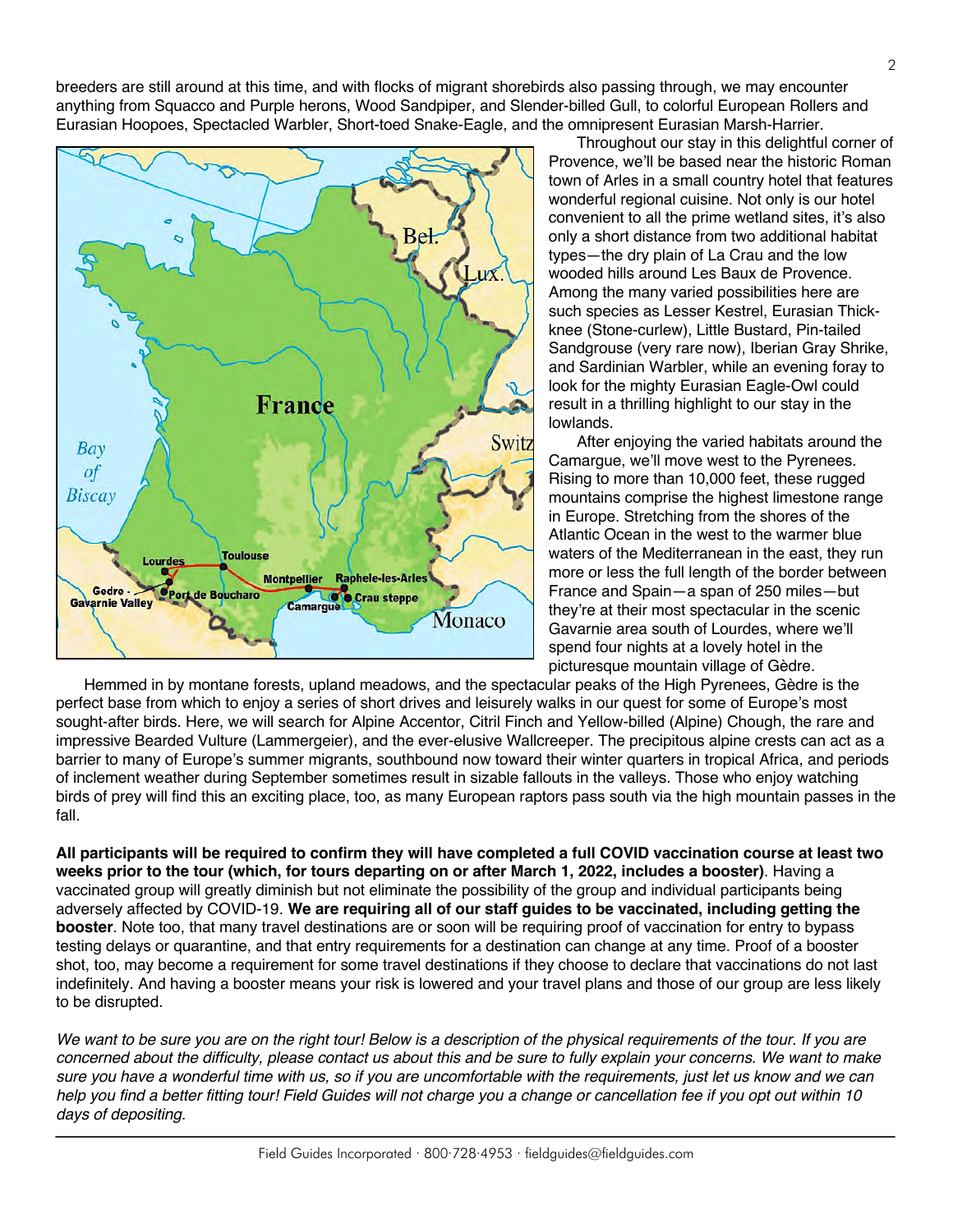breeders are still around at this time, and with flocks of migrant shorebirds also passing through, we may encounter anything from Squacco and Purple herons, Wood Sandpiper, and Slender-billed Gull, to colorful European Rollers and Eurasian Hoopoes, Spectacled Warbler, Short-toed Snake-Eagle, and the omnipresent Eurasian Marsh-Harrier.

Throughout our stay in this delightful corner of Provence, we'll be based near the historic Roman town of Arles in a small country hotel that features wonderful regional cuisine. Not only is our hotel convenient to all the prime wetland sites, it's also only a short distance from two additional habitat types—the dry plain of La Crau and the low wooded hills around Les Baux de Provence. Among the many varied possibilities here are such species as Lesser Kestrel, Eurasian Thick-knee (Stone-curlew), Little Bustard, Pin-tailed Sandgrouse (very rare now), Iberian Gray Shrike, and Sardinian Warbler, while an evening foray to look for the mighty Eurasian Eagle-Owl could result in a thrilling highlight to our stay in the lowlands.

After enjoying the varied habitats around the Camargue, we'll move west to the Pyrenees. Rising to more than 10,000 feet, these rugged mountains comprise the highest limestone range in Europe. Stretching from the shores of the Atlantic Ocean in the west to the warmer blue waters of the Mediterranean in the east, they run more or less the full length of the border between France and Spain—a span of 250 miles—but they're at their most spectacular in the scenic Gavarnie area south of Lourdes, where we'll spend four nights at a lovely hotel in the picturesque mountain village of Gèdre.

Hemmed in by montane forests, upland meadows, and the spectacular peaks of the High Pyrenees, Gèdre is the perfect base from which to enjoy a series of short drives and leisurely walks in our quest for some of Europe's most sought-after birds. Here, we will search for Alpine Accentor, Citril Finch and Yellow-billed (Alpine) Chough, the rare and impressive Bearded Vulture (Lammergeier), and the ever-elusive Wallcreeper. The precipitous alpine crests can act as a barrier to many of Europe's summer migrants, southbound now toward their winter quarters in tropical Africa, and periods of inclement weather during September sometimes result in sizable fallouts in the valleys. Those who enjoy watching birds of prey will find this an exciting place, too, as many European raptors pass south via the high mountain passes in the fall.

**All participants will be required to confirm they will have completed a full COVID vaccination course at least two weeks prior to the tour (which, for tours departing on or after March 1, 2022, includes a booster)**. Having a vaccinated group will greatly diminish but not eliminate the possibility of the group and individual participants being adversely affected by COVID-19. **We are requiring all of our staff guides to be vaccinated, including getting the booster**. Note too, that many travel destinations are or soon will be requiring proof of vaccination for entry to bypass testing delays or quarantine, and that entry requirements for a destination can change at any time. Proof of a booster shot, too, may become a requirement for some travel destinations if they choose to declare that vaccinations do not last indefinitely. And having a booster means your risk is lowered and your travel plans and those of our group are less likely to be disrupted.

*We want to be sure you are on the right tour! Below is a description of the physical requirements of the tour. If you are concerned about the difficulty, please contact us about this and be sure to fully explain your concerns. We want to make sure you have a wonderful time with us, so if you are uncomfortable with the requirements, just let us know and we can help you find a better fitting tour! Field Guides will not charge you a change or cancellation fee if you opt out within 10 days of depositing.*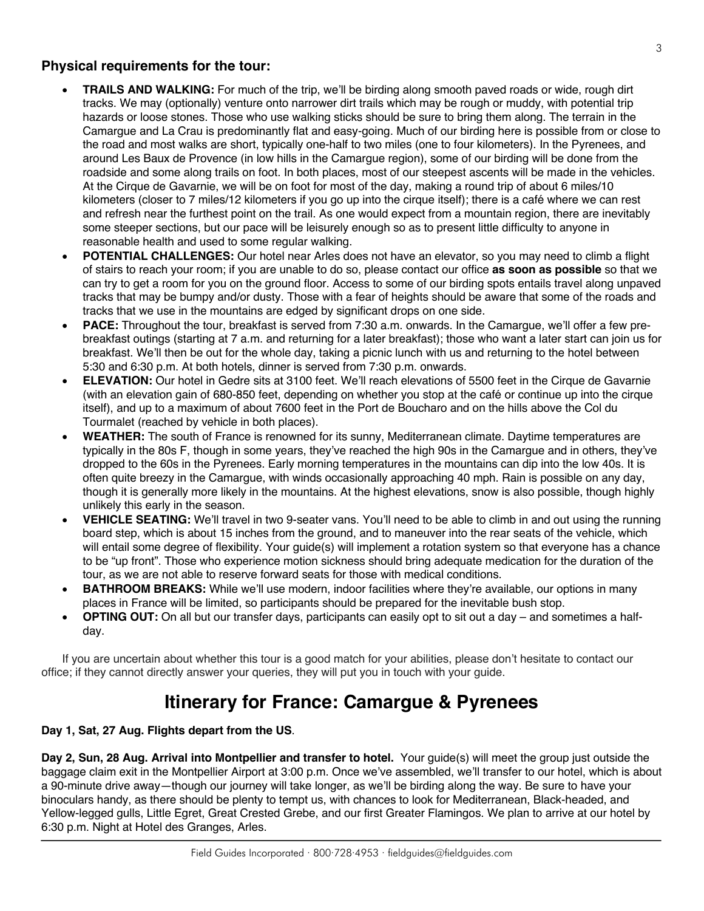### Physical requirements for the tour:

- **TRAILS AND WALKING:** For much of the trip, we'll be birding along smooth paved roads or wide, rough dirt tracks. We may (optionally) venture onto narrower dirt trails which may be rough or muddy, with potential trip hazards or loose stones. Those who use walking sticks should be sure to bring them along. The terrain in the Camargue and La Crau is predominantly flat and easy-going. Much of our birding here is possible from or close to the road and most walks are short, typically one-half to two miles (one to four kilometers). In the Pyrenees, and around Les Baux de Provence (in low hills in the Camargue region), some of our birding will be done from the roadside and some along trails on foot. In both places, most of our steepest ascents will be made in the vehicles. At the Cirque de Gavarnie, we will be on foot for most of the day, making a round trip of about 6 miles/10 kilometers (closer to 7 miles/12 kilometers if you go up into the cirque itself); there is a café where we can rest and refresh near the furthest point on the trail. As one would expect from a mountain region, there are inevitably some steeper sections, but our pace will be leisurely enough so as to present little difficulty to anyone in reasonable health and used to some regular walking.
- **POTENTIAL CHALLENGES:** Our hotel near Arles does not have an elevator, so you may need to climb a flight of stairs to reach your room; if you are unable to do so, please contact our office **as soon as possible** so that we can try to get a room for you on the ground floor. Access to some of our birding spots entails travel along unpaved tracks that may be bumpy and/or dusty. Those with a fear of heights should be aware that some of the roads and tracks that we use in the mountains are edged by significant drops on one side.
- **PACE:** Throughout the tour, breakfast is served from 7:30 a.m. onwards. In the Camargue, we'll offer a few pre-breakfast outings (starting at 7 a.m. and returning for a later breakfast); those who want a later start can join us for breakfast. We'll then be out for the whole day, taking a picnic lunch with us and returning to the hotel between 5:30 and 6:30 p.m. At both hotels, dinner is served from 7:30 p.m. onwards.
- **ELEVATION:** Our hotel in Gedre sits at 3100 feet. We'll reach elevations of 5500 feet in the Cirque de Gavarnie (with an elevation gain of 680-850 feet, depending on whether you stop at the café or continue up into the cirque itself), and up to a maximum of about 7600 feet in the Port de Boucharo and on the hills above the Col du Tourmalet (reached by vehicle in both places).
- **WEATHER:** The south of France is renowned for its sunny, Mediterranean climate. Daytime temperatures are typically in the 80s F, though in some years, they've reached the high 90s in the Camargue and in others, they've dropped to the 60s in the Pyrenees. Early morning temperatures in the mountains can dip into the low 40s. It is often quite breezy in the Camargue, with winds occasionally approaching 40 mph. Rain is possible on any day, though it is generally more likely in the mountains. At the highest elevations, snow is also possible, though highly unlikely this early in the season.
- **VEHICLE SEATING:** We'll travel in two 9-seater vans. You'll need to be able to climb in and out using the running board step, which is about 15 inches from the ground, and to maneuver into the rear seats of the vehicle, which will entail some degree of flexibility. Your guide(s) will implement a rotation system so that everyone has a chance to be "up front". Those who experience motion sickness should bring adequate medication for the duration of the tour, as we are not able to reserve forward seats for those with medical conditions.
- **BATHROOM BREAKS:** While we'll use modern, indoor facilities where they're available, our options in many places in France will be limited, so participants should be prepared for the inevitable bush stop.
- **OPTING OUT:** On all but our transfer days, participants can easily opt to sit out a day – and sometimes a half-day.

If you are uncertain about whether this tour is a good match for your abilities, please don't hesitate to contact our office; if they cannot directly answer your queries, they will put you in touch with your guide.

# Itinerary for France: Camargue & Pyrenees

**Day 1, Sat, 27 Aug. Flights depart from the US**.

**Day 2, Sun, 28 Aug. Arrival into Montpellier and transfer to hotel.** Your guide(s) will meet the group just outside the baggage claim exit in the Montpellier Airport at 3:00 p.m. Once we've assembled, we'll transfer to our hotel, which is about a 90-minute drive away—though our journey will take longer, as we'll be birding along the way. Be sure to have your binoculars handy, as there should be plenty to tempt us, with chances to look for Mediterranean, Black-headed, and Yellow-legged gulls, Little Egret, Great Crested Grebe, and our first Greater Flamingos. We plan to arrive at our hotel by 6:30 p.m. Night at Hotel des Granges, Arles.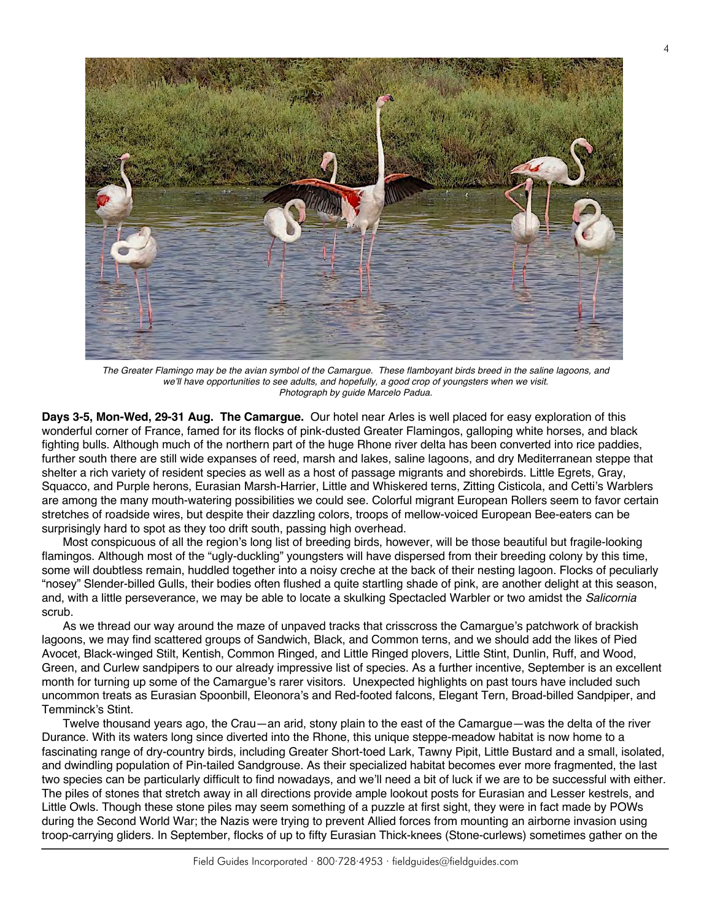*The Greater Flamingo may be the avian symbol of the Camargue. These flamboyant birds breed in the saline lagoons, and we'll have opportunities to see adults, and hopefully, a good crop of youngsters when we visit. Photograph by guide Marcelo Padua.*

**Days 3-5, Mon-Wed, 29-31 Aug. The Camargue.** Our hotel near Arles is well placed for easy exploration of this wonderful corner of France, famed for its flocks of pink-dusted Greater Flamingos, galloping white horses, and black fighting bulls. Although much of the northern part of the huge Rhone river delta has been converted into rice paddies, further south there are still wide expanses of reed, marsh and lakes, saline lagoons, and dry Mediterranean steppe that shelter a rich variety of resident species as well as a host of passage migrants and shorebirds. Little Egrets, Gray, Squacco, and Purple herons, Eurasian Marsh-Harrier, Little and Whiskered terns, Zitting Cisticola, and Cetti's Warblers are among the many mouth-watering possibilities we could see. Colorful migrant European Rollers seem to favor certain stretches of roadside wires, but despite their dazzling colors, troops of mellow-voiced European Bee-eaters can be surprisingly hard to spot as they too drift south, passing high overhead.

Most conspicuous of all the region's long list of breeding birds, however, will be those beautiful but fragile-looking flamingos. Although most of the "ugly-duckling" youngsters will have dispersed from their breeding colony by this time, some will doubtless remain, huddled together into a noisy creche at the back of their nesting lagoon. Flocks of peculiarly "nosey" Slender-billed Gulls, their bodies often flushed a quite startling shade of pink, are another delight at this season, and, with a little perseverance, we may be able to locate a skulking Spectacled Warbler or two amidst the *Salicornia* scrub.

As we thread our way around the maze of unpaved tracks that crisscross the Camargue's patchwork of brackish lagoons, we may find scattered groups of Sandwich, Black, and Common terns, and we should add the likes of Pied Avocet, Black-winged Stilt, Kentish, Common Ringed, and Little Ringed plovers, Little Stint, Dunlin, Ruff, and Wood, Green, and Curlew sandpipers to our already impressive list of species. As a further incentive, September is an excellent month for turning up some of the Camargue's rarer visitors. Unexpected highlights on past tours have included such uncommon treats as Eurasian Spoonbill, Eleonora's and Red-footed falcons, Elegant Tern, Broad-billed Sandpiper, and Temminck's Stint.

Twelve thousand years ago, the Crau—an arid, stony plain to the east of the Camargue—was the delta of the river Durance. With its waters long since diverted into the Rhone, this unique steppe-meadow habitat is now home to a fascinating range of dry-country birds, including Greater Short-toed Lark, Tawny Pipit, Little Bustard and a small, isolated, and dwindling population of Pin-tailed Sandgrouse. As their specialized habitat becomes ever more fragmented, the last two species can be particularly difficult to find nowadays, and we'll need a bit of luck if we are to be successful with either. The piles of stones that stretch away in all directions provide ample lookout posts for Eurasian and Lesser kestrels, and Little Owls. Though these stone piles may seem something of a puzzle at first sight, they were in fact made by POWs during the Second World War; the Nazis were trying to prevent Allied forces from mounting an airborne invasion using troop-carrying gliders. In September, flocks of up to fifty Eurasian Thick-knees (Stone-curlews) sometimes gather on the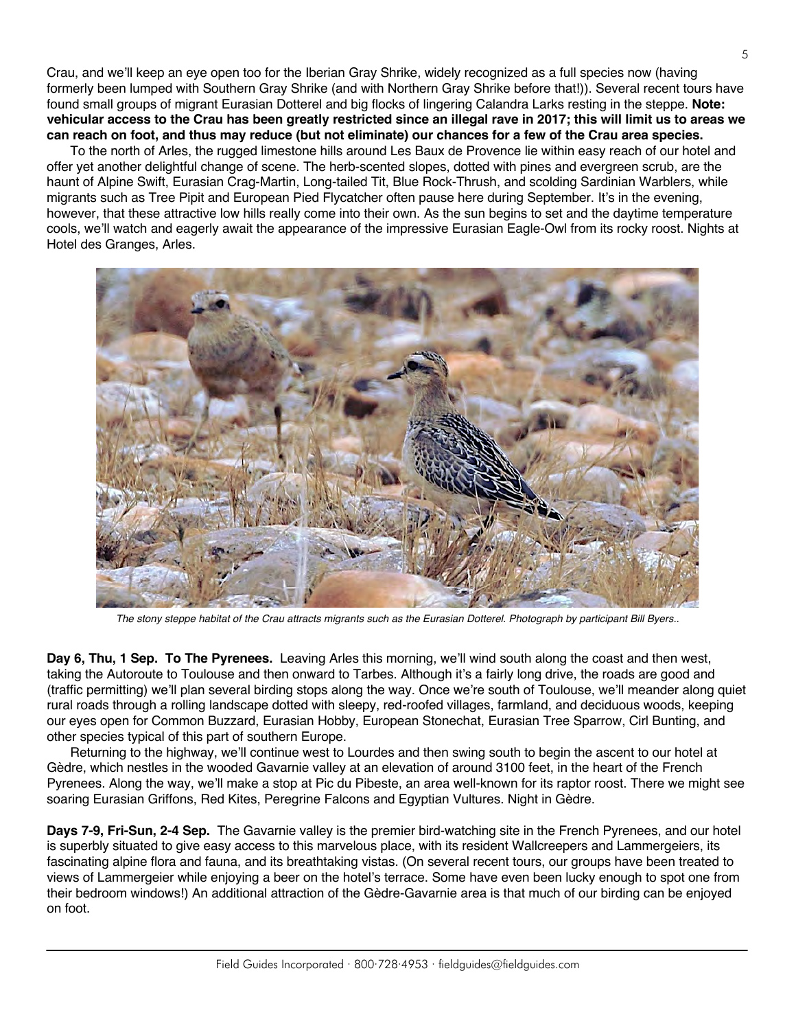Crau, and we'll keep an eye open too for the Iberian Gray Shrike, widely recognized as a full species now (having formerly been lumped with Southern Gray Shrike (and with Northern Gray Shrike before that!)). Several recent tours have found small groups of migrant Eurasian Dotterel and big flocks of lingering Calandra Larks resting in the steppe. **Note: vehicular access to the Crau has been greatly restricted since an illegal rave in 2017; this will limit us to areas we can reach on foot, and thus may reduce (but not eliminate) our chances for a few of the Crau area species.**

To the north of Arles, the rugged limestone hills around Les Baux de Provence lie within easy reach of our hotel and offer yet another delightful change of scene. The herb-scented slopes, dotted with pines and evergreen scrub, are the haunt of Alpine Swift, Eurasian Crag-Martin, Long-tailed Tit, Blue Rock-Thrush, and scolding Sardinian Warblers, while migrants such as Tree Pipit and European Pied Flycatcher often pause here during September. It's in the evening, however, that these attractive low hills really come into their own. As the sun begins to set and the daytime temperature cools, we'll watch and eagerly await the appearance of the impressive Eurasian Eagle-Owl from its rocky roost. Nights at Hotel des Granges, Arles.

*The stony steppe habitat of the Crau attracts migrants such as the Eurasian Dotterel. Photograph by participant Bill Byers..*

**Day 6, Thu, 1 Sep. To The Pyrenees.** Leaving Arles this morning, we'll wind south along the coast and then west, taking the Autoroute to Toulouse and then onward to Tarbes. Although it's a fairly long drive, the roads are good and (traffic permitting) we'll plan several birding stops along the way. Once we're south of Toulouse, we'll meander along quiet rural roads through a rolling landscape dotted with sleepy, red-roofed villages, farmland, and deciduous woods, keeping our eyes open for Common Buzzard, Eurasian Hobby, European Stonechat, Eurasian Tree Sparrow, Cirl Bunting, and other species typical of this part of southern Europe.

Returning to the highway, we'll continue west to Lourdes and then swing south to begin the ascent to our hotel at Gèdre, which nestles in the wooded Gavarnie valley at an elevation of around 3100 feet, in the heart of the French Pyrenees. Along the way, we'll make a stop at Pic du Pibeste, an area well-known for its raptor roost. There we might see soaring Eurasian Griffons, Red Kites, Peregrine Falcons and Egyptian Vultures. Night in Gèdre.

**Days 7-9, Fri-Sun, 2-4 Sep.** The Gavarnie valley is the premier bird-watching site in the French Pyrenees, and our hotel is superbly situated to give easy access to this marvelous place, with its resident Wallcreepers and Lammergeiers, its fascinating alpine flora and fauna, and its breathtaking vistas. (On several recent tours, our groups have been treated to views of Lammergeier while enjoying a beer on the hotel's terrace. Some have even been lucky enough to spot one from their bedroom windows!) An additional attraction of the Gèdre-Gavarnie area is that much of our birding can be enjoyed on foot.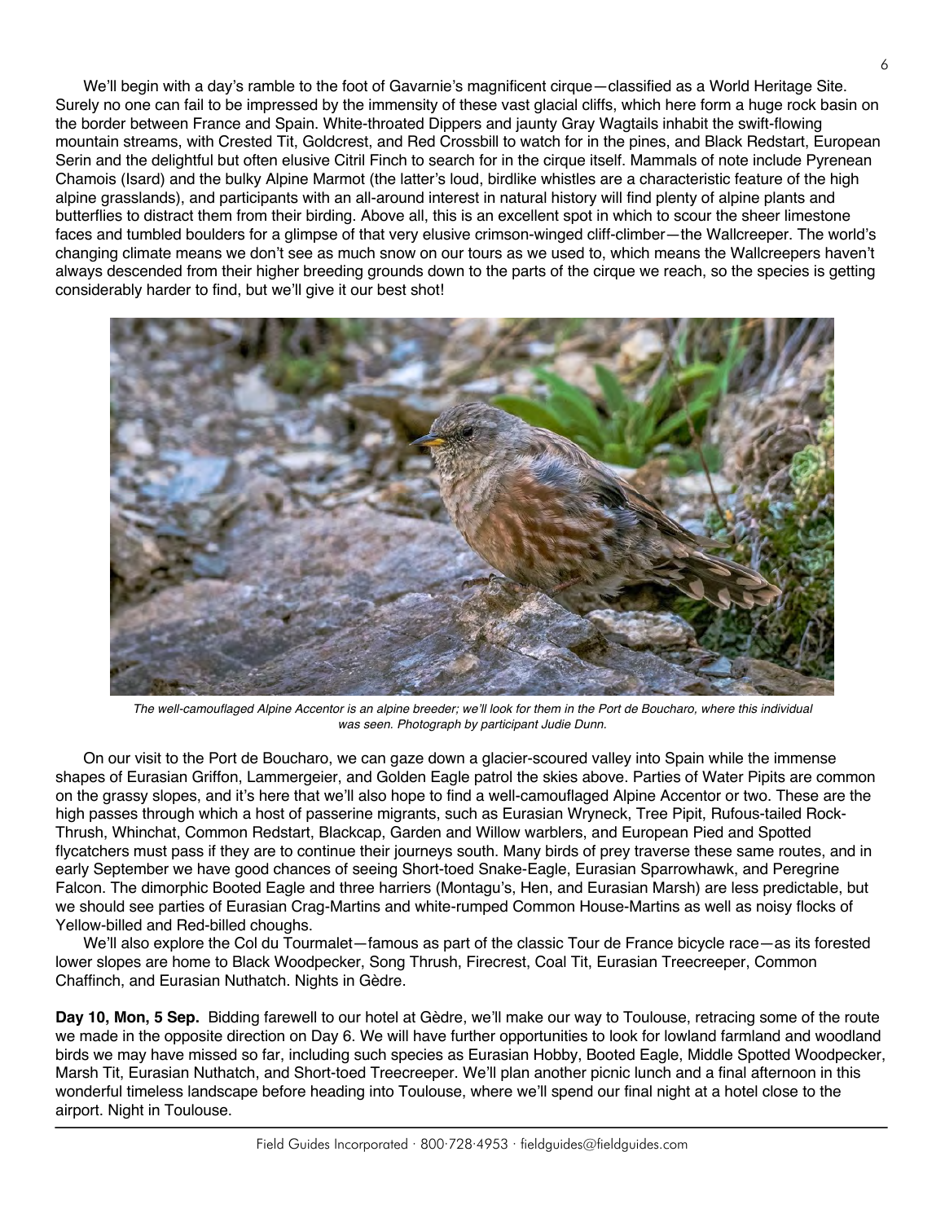We'll begin with a day's ramble to the foot of Gavarnie's magnificent cirque—classified as a World Heritage Site. Surely no one can fail to be impressed by the immensity of these vast glacial cliffs, which here form a huge rock basin on the border between France and Spain. White-throated Dippers and jaunty Gray Wagtails inhabit the swift-flowing mountain streams, with Crested Tit, Goldcrest, and Red Crossbill to watch for in the pines, and Black Redstart, European Serin and the delightful but often elusive Citril Finch to search for in the cirque itself. Mammals of note include Pyrenean Chamois (Isard) and the bulky Alpine Marmot (the latter's loud, birdlike whistles are a characteristic feature of the high alpine grasslands), and participants with an all-around interest in natural history will find plenty of alpine plants and butterflies to distract them from their birding. Above all, this is an excellent spot in which to scour the sheer limestone faces and tumbled boulders for a glimpse of that very elusive crimson-winged cliff-climber—the Wallcreeper. The world's changing climate means we don't see as much snow on our tours as we used to, which means the Wallcreepers haven't always descended from their higher breeding grounds down to the parts of the cirque we reach, so the species is getting considerably harder to find, but we'll give it our best shot!

*The well-camouflaged Alpine Accentor is an alpine breeder; we'll look for them in the Port de Boucharo, where this individual was seen. Photograph by participant Judie Dunn.*

On our visit to the Port de Boucharo, we can gaze down a glacier-scoured valley into Spain while the immense shapes of Eurasian Griffon, Lammergeier, and Golden Eagle patrol the skies above. Parties of Water Pipits are common on the grassy slopes, and it's here that we'll also hope to find a well-camouflaged Alpine Accentor or two. These are the high passes through which a host of passerine migrants, such as Eurasian Wryneck, Tree Pipit, Rufous-tailed Rock-Thrush, Whinchat, Common Redstart, Blackcap, Garden and Willow warblers, and European Pied and Spotted flycatchers must pass if they are to continue their journeys south. Many birds of prey traverse these same routes, and in early September we have good chances of seeing Short-toed Snake-Eagle, Eurasian Sparrowhawk, and Peregrine Falcon. The dimorphic Booted Eagle and three harriers (Montagu's, Hen, and Eurasian Marsh) are less predictable, but we should see parties of Eurasian Crag-Martins and white-rumped Common House-Martins as well as noisy flocks of Yellow-billed and Red-billed choughs.

We'll also explore the Col du Tourmalet—famous as part of the classic Tour de France bicycle race—as its forested lower slopes are home to Black Woodpecker, Song Thrush, Firecrest, Coal Tit, Eurasian Treecreeper, Common Chaffinch, and Eurasian Nuthatch. Nights in Gèdre.

**Day 10, Mon, 5 Sep.** Bidding farewell to our hotel at Gèdre, we'll make our way to Toulouse, retracing some of the route we made in the opposite direction on Day 6. We will have further opportunities to look for lowland farmland and woodland birds we may have missed so far, including such species as Eurasian Hobby, Booted Eagle, Middle Spotted Woodpecker, Marsh Tit, Eurasian Nuthatch, and Short-toed Treecreeper. We'll plan another picnic lunch and a final afternoon in this wonderful timeless landscape before heading into Toulouse, where we'll spend our final night at a hotel close to the airport. Night in Toulouse.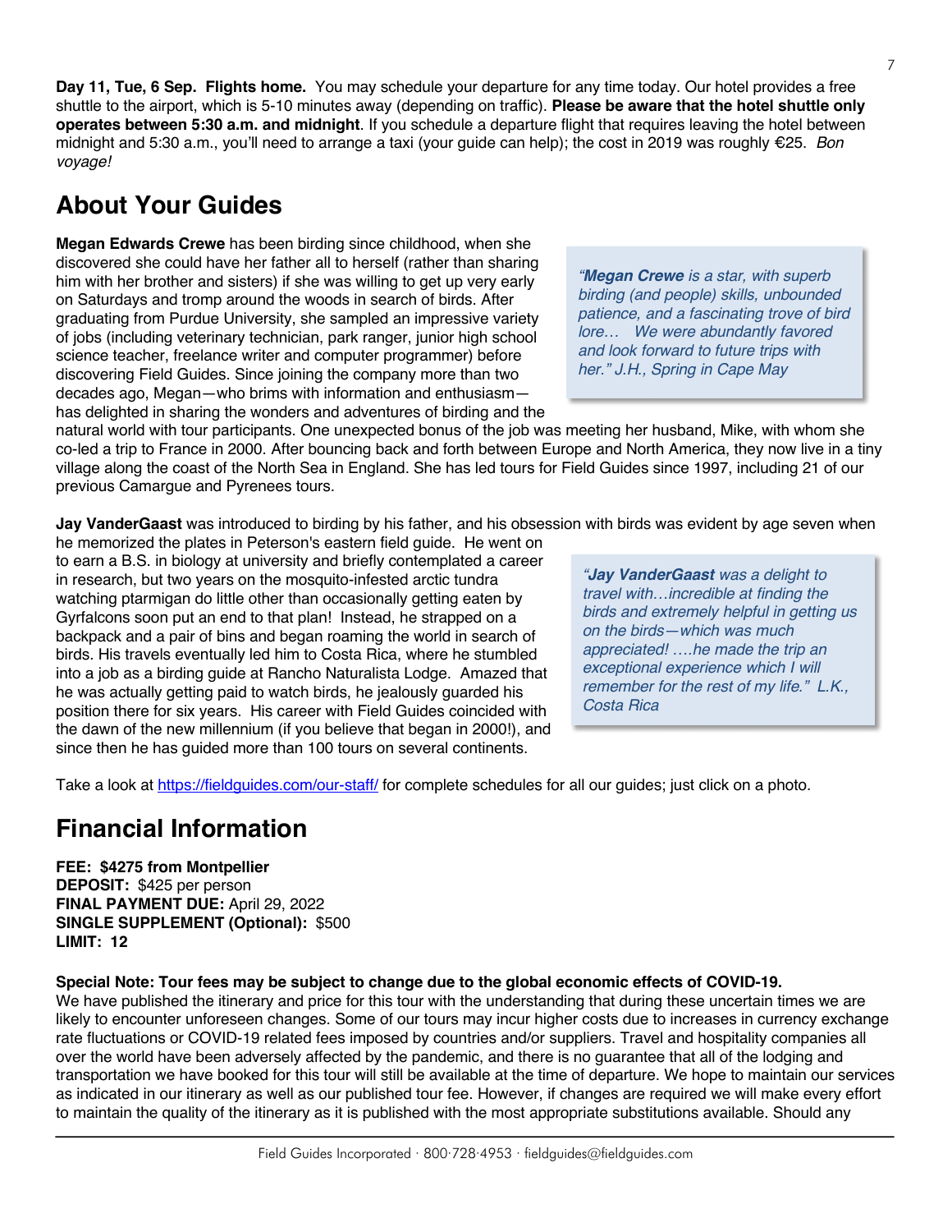**Day 11, Tue, 6 Sep. Flights home.** You may schedule your departure for any time today. Our hotel provides a free shuttle to the airport, which is 5-10 minutes away (depending on traffic). **Please be aware that the hotel shuttle only operates between 5:30 a.m. and midnight**. If you schedule a departure flight that requires leaving the hotel between midnight and 5:30 a.m., you'll need to arrange a taxi (your guide can help); the cost in 2019 was roughly €25. *Bon voyage!*

## About Your Guides

**Megan Edwards Crewe** has been birding since childhood, when she discovered she could have her father all to herself (rather than sharing him with her brother and sisters) if she was willing to get up very early on Saturdays and tromp around the woods in search of birds. After graduating from Purdue University, she sampled an impressive variety of jobs (including veterinary technician, park ranger, junior high school science teacher, freelance writer and computer programmer) before discovering Field Guides. Since joining the company more than two decades ago, Megan—who brims with information and enthusiasm—has delighted in sharing the wonders and adventures of birding and the natural world with tour participants. One unexpected bonus of the job was meeting her husband, Mike, with whom she co-led a trip to France in 2000. After bouncing back and forth between Europe and North America, they now live in a tiny village along the coast of the North Sea in England. She has led tours for Field Guides since 1997, including 21 of our previous Camargue and Pyrenees tours.

> *"**Megan Crewe** is a star, with superb birding (and people) skills, unbounded patience, and a fascinating trove of bird lore… We were abundantly favored and look forward to future trips with her." J.H., Spring in Cape May*

**Jay VanderGaast** was introduced to birding by his father, and his obsession with birds was evident by age seven when he memorized the plates in Peterson's eastern field guide. He went on to earn a B.S. in biology at university and briefly contemplated a career in research, but two years on the mosquito-infested arctic tundra watching ptarmigan do little other than occasionally getting eaten by Gyrfalcons soon put an end to that plan! Instead, he strapped on a backpack and a pair of bins and began roaming the world in search of birds. His travels eventually led him to Costa Rica, where he stumbled into a job as a birding guide at Rancho Naturalista Lodge. Amazed that he was actually getting paid to watch birds, he jealously guarded his position there for six years. His career with Field Guides coincided with the dawn of the new millennium (if you believe that began in 2000!), and since then he has guided more than 100 tours on several continents.

> *"**Jay VanderGaast** was a delight to travel with…incredible at finding the birds and extremely helpful in getting us on the birds—which was much appreciated! ….he made the trip an exceptional experience which I will remember for the rest of my life." L.K., Costa Rica*

Take a look at https://fieldguides.com/our-staff/ for complete schedules for all our guides; just click on a photo.

## Financial Information

**FEE: $4275 from Montpellier**
**DEPOSIT:** $425 per person
**FINAL PAYMENT DUE:** April 29, 2022
**SINGLE SUPPLEMENT (Optional):** $500
**LIMIT: 12**

**Special Note: Tour fees may be subject to change due to the global economic effects of COVID-19.**
We have published the itinerary and price for this tour with the understanding that during these uncertain times we are likely to encounter unforeseen changes. Some of our tours may incur higher costs due to increases in currency exchange rate fluctuations or COVID-19 related fees imposed by countries and/or suppliers. Travel and hospitality companies all over the world have been adversely affected by the pandemic, and there is no guarantee that all of the lodging and transportation we have booked for this tour will still be available at the time of departure. We hope to maintain our services as indicated in our itinerary as well as our published tour fee. However, if changes are required we will make every effort to maintain the quality of the itinerary as it is published with the most appropriate substitutions available. Should any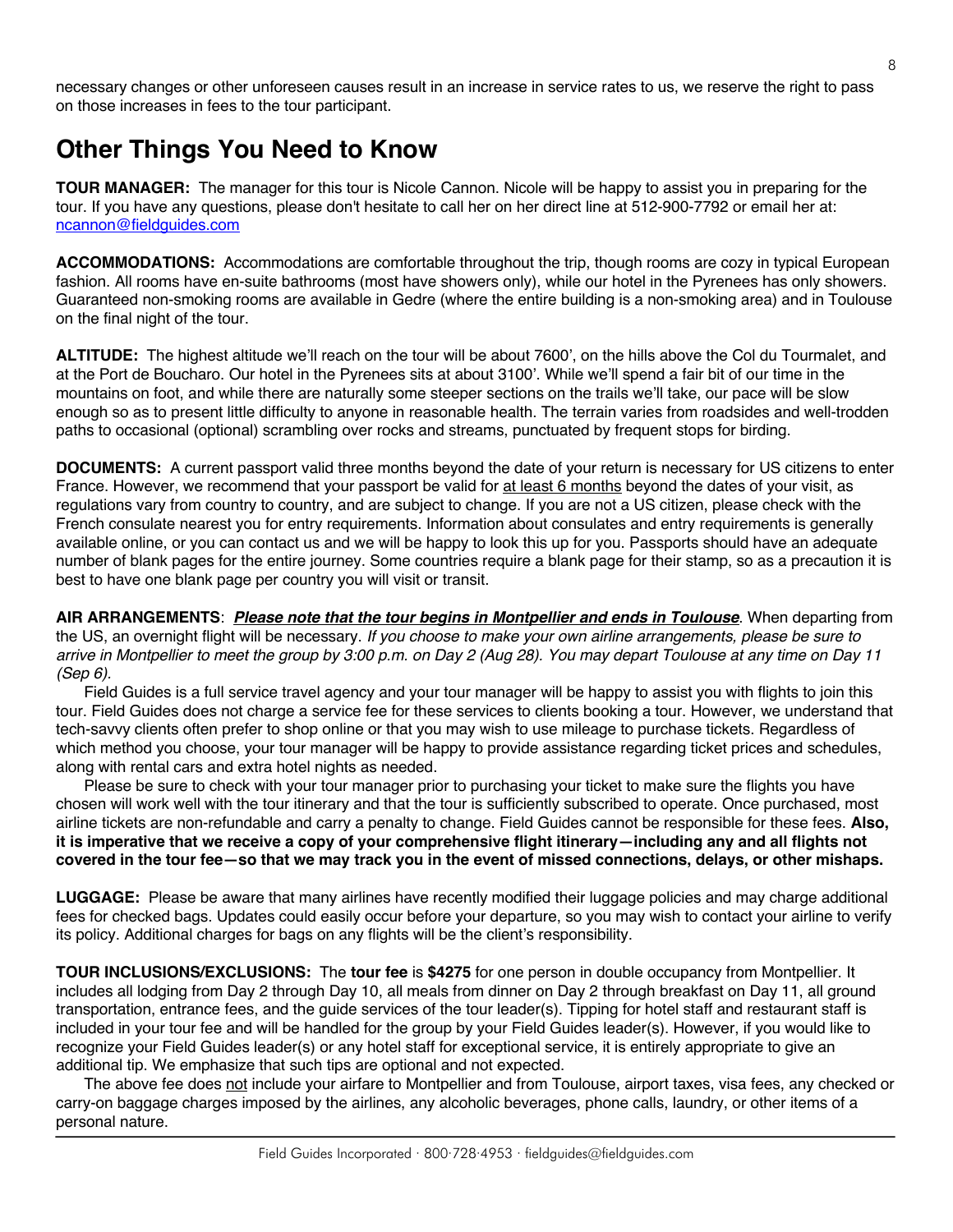necessary changes or other unforeseen causes result in an increase in service rates to us, we reserve the right to pass on those increases in fees to the tour participant.

## Other Things You Need to Know

**TOUR MANAGER:** The manager for this tour is Nicole Cannon. Nicole will be happy to assist you in preparing for the tour. If you have any questions, please don't hesitate to call her on her direct line at 512-900-7792 or email her at: ncannon@fieldguides.com

**ACCOMMODATIONS:** Accommodations are comfortable throughout the trip, though rooms are cozy in typical European fashion. All rooms have en-suite bathrooms (most have showers only), while our hotel in the Pyrenees has only showers. Guaranteed non-smoking rooms are available in Gedre (where the entire building is a non-smoking area) and in Toulouse on the final night of the tour.

**ALTITUDE:** The highest altitude we'll reach on the tour will be about 7600', on the hills above the Col du Tourmalet, and at the Port de Boucharo. Our hotel in the Pyrenees sits at about 3100'. While we'll spend a fair bit of our time in the mountains on foot, and while there are naturally some steeper sections on the trails we'll take, our pace will be slow enough so as to present little difficulty to anyone in reasonable health. The terrain varies from roadsides and well-trodden paths to occasional (optional) scrambling over rocks and streams, punctuated by frequent stops for birding.

**DOCUMENTS:** A current passport valid three months beyond the date of your return is necessary for US citizens to enter France. However, we recommend that your passport be valid for at least 6 months beyond the dates of your visit, as regulations vary from country to country, and are subject to change. If you are not a US citizen, please check with the French consulate nearest you for entry requirements. Information about consulates and entry requirements is generally available online, or you can contact us and we will be happy to look this up for you. Passports should have an adequate number of blank pages for the entire journey. Some countries require a blank page for their stamp, so as a precaution it is best to have one blank page per country you will visit or transit.

**AIR ARRANGEMENTS**: ***Please note that the tour begins in Montpellier and ends in Toulouse***. When departing from the US, an overnight flight will be necessary. *If you choose to make your own airline arrangements, please be sure to arrive in Montpellier to meet the group by 3:00 p.m. on Day 2 (Aug 28). You may depart Toulouse at any time on Day 11 (Sep 6).*

Field Guides is a full service travel agency and your tour manager will be happy to assist you with flights to join this tour. Field Guides does not charge a service fee for these services to clients booking a tour. However, we understand that tech-savvy clients often prefer to shop online or that you may wish to use mileage to purchase tickets. Regardless of which method you choose, your tour manager will be happy to provide assistance regarding ticket prices and schedules, along with rental cars and extra hotel nights as needed.

Please be sure to check with your tour manager prior to purchasing your ticket to make sure the flights you have chosen will work well with the tour itinerary and that the tour is sufficiently subscribed to operate. Once purchased, most airline tickets are non-refundable and carry a penalty to change. Field Guides cannot be responsible for these fees. **Also, it is imperative that we receive a copy of your comprehensive flight itinerary—including any and all flights not covered in the tour fee—so that we may track you in the event of missed connections, delays, or other mishaps.**

**LUGGAGE:** Please be aware that many airlines have recently modified their luggage policies and may charge additional fees for checked bags. Updates could easily occur before your departure, so you may wish to contact your airline to verify its policy. Additional charges for bags on any flights will be the client's responsibility.

**TOUR INCLUSIONS/EXCLUSIONS:** The **tour fee** is **$4275** for one person in double occupancy from Montpellier. It includes all lodging from Day 2 through Day 10, all meals from dinner on Day 2 through breakfast on Day 11, all ground transportation, entrance fees, and the guide services of the tour leader(s). Tipping for hotel staff and restaurant staff is included in your tour fee and will be handled for the group by your Field Guides leader(s). However, if you would like to recognize your Field Guides leader(s) or any hotel staff for exceptional service, it is entirely appropriate to give an additional tip. We emphasize that such tips are optional and not expected.

The above fee does not include your airfare to Montpellier and from Toulouse, airport taxes, visa fees, any checked or carry-on baggage charges imposed by the airlines, any alcoholic beverages, phone calls, laundry, or other items of a personal nature.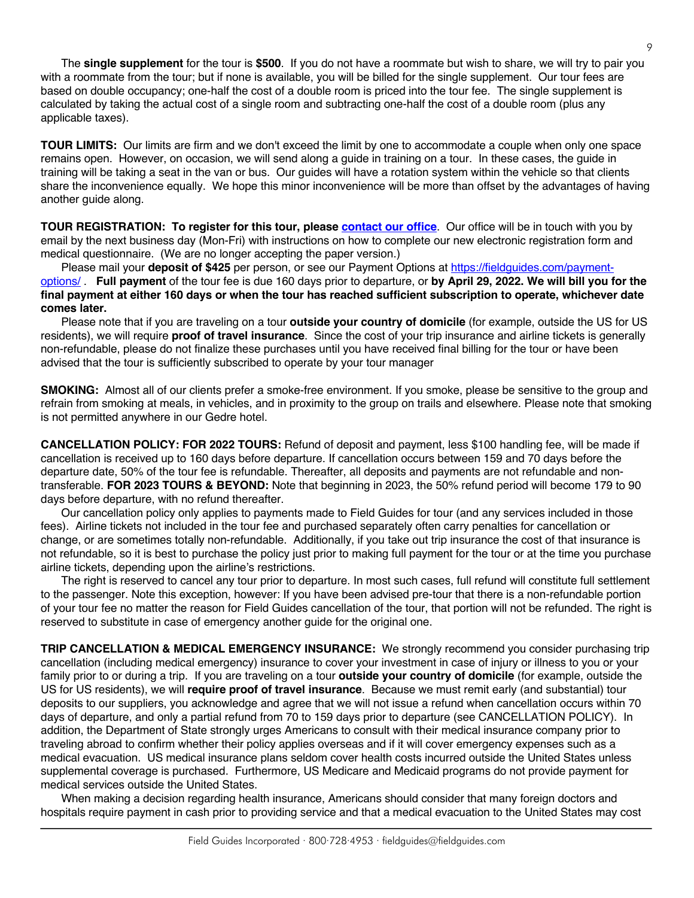The **single supplement** for the tour is **$500**. If you do not have a roommate but wish to share, we will try to pair you with a roommate from the tour; but if none is available, you will be billed for the single supplement. Our tour fees are based on double occupancy; one-half the cost of a double room is priced into the tour fee. The single supplement is calculated by taking the actual cost of a single room and subtracting one-half the cost of a double room (plus any applicable taxes).

**TOUR LIMITS:** Our limits are firm and we don't exceed the limit by one to accommodate a couple when only one space remains open. However, on occasion, we will send along a guide in training on a tour. In these cases, the guide in training will be taking a seat in the van or bus. Our guides will have a rotation system within the vehicle so that clients share the inconvenience equally. We hope this minor inconvenience will be more than offset by the advantages of having another guide along.

**TOUR REGISTRATION: To register for this tour, please contact our office**. Our office will be in touch with you by email by the next business day (Mon-Fri) with instructions on how to complete our new electronic registration form and medical questionnaire. (We are no longer accepting the paper version.)

Please mail your **deposit of $425** per person, or see our Payment Options at https://fieldguides.com/payment-options/ . **Full payment** of the tour fee is due 160 days prior to departure, or **by April 29, 2022. We will bill you for the final payment at either 160 days or when the tour has reached sufficient subscription to operate, whichever date comes later.**

Please note that if you are traveling on a tour **outside your country of domicile** (for example, outside the US for US residents), we will require **proof of travel insurance**. Since the cost of your trip insurance and airline tickets is generally non-refundable, please do not finalize these purchases until you have received final billing for the tour or have been advised that the tour is sufficiently subscribed to operate by your tour manager

**SMOKING:** Almost all of our clients prefer a smoke-free environment. If you smoke, please be sensitive to the group and refrain from smoking at meals, in vehicles, and in proximity to the group on trails and elsewhere. Please note that smoking is not permitted anywhere in our Gedre hotel.

**CANCELLATION POLICY: FOR 2022 TOURS:** Refund of deposit and payment, less $100 handling fee, will be made if cancellation is received up to 160 days before departure. If cancellation occurs between 159 and 70 days before the departure date, 50% of the tour fee is refundable. Thereafter, all deposits and payments are not refundable and non-transferable. **FOR 2023 TOURS & BEYOND:** Note that beginning in 2023, the 50% refund period will become 179 to 90 days before departure, with no refund thereafter.

Our cancellation policy only applies to payments made to Field Guides for tour (and any services included in those fees). Airline tickets not included in the tour fee and purchased separately often carry penalties for cancellation or change, or are sometimes totally non-refundable. Additionally, if you take out trip insurance the cost of that insurance is not refundable, so it is best to purchase the policy just prior to making full payment for the tour or at the time you purchase airline tickets, depending upon the airline's restrictions.

The right is reserved to cancel any tour prior to departure. In most such cases, full refund will constitute full settlement to the passenger. Note this exception, however: If you have been advised pre-tour that there is a non-refundable portion of your tour fee no matter the reason for Field Guides cancellation of the tour, that portion will not be refunded. The right is reserved to substitute in case of emergency another guide for the original one.

**TRIP CANCELLATION & MEDICAL EMERGENCY INSURANCE:** We strongly recommend you consider purchasing trip cancellation (including medical emergency) insurance to cover your investment in case of injury or illness to you or your family prior to or during a trip. If you are traveling on a tour **outside your country of domicile** (for example, outside the US for US residents), we will **require proof of travel insurance**. Because we must remit early (and substantial) tour deposits to our suppliers, you acknowledge and agree that we will not issue a refund when cancellation occurs within 70 days of departure, and only a partial refund from 70 to 159 days prior to departure (see CANCELLATION POLICY). In addition, the Department of State strongly urges Americans to consult with their medical insurance company prior to traveling abroad to confirm whether their policy applies overseas and if it will cover emergency expenses such as a medical evacuation. US medical insurance plans seldom cover health costs incurred outside the United States unless supplemental coverage is purchased. Furthermore, US Medicare and Medicaid programs do not provide payment for medical services outside the United States.

When making a decision regarding health insurance, Americans should consider that many foreign doctors and hospitals require payment in cash prior to providing service and that a medical evacuation to the United States may cost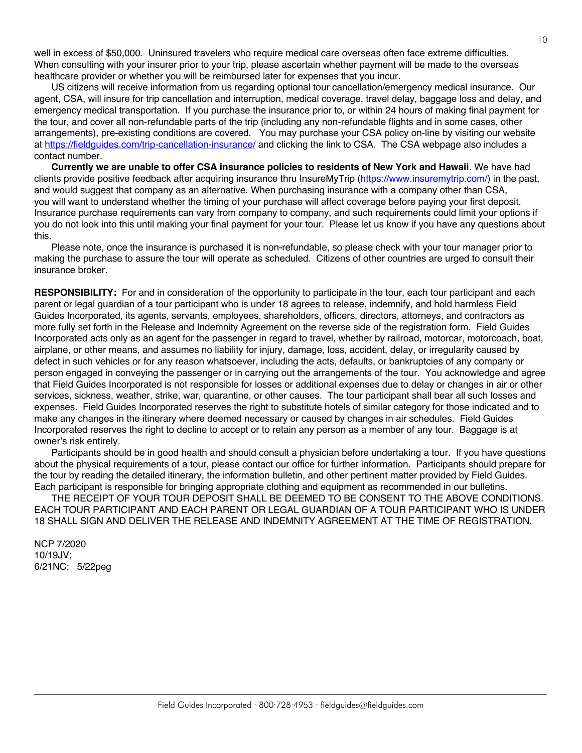well in excess of $50,000. Uninsured travelers who require medical care overseas often face extreme difficulties. When consulting with your insurer prior to your trip, please ascertain whether payment will be made to the overseas healthcare provider or whether you will be reimbursed later for expenses that you incur.

US citizens will receive information from us regarding optional tour cancellation/emergency medical insurance. Our agent, CSA, will insure for trip cancellation and interruption, medical coverage, travel delay, baggage loss and delay, and emergency medical transportation. If you purchase the insurance prior to, or within 24 hours of making final payment for the tour, and cover all non-refundable parts of the trip (including any non-refundable flights and in some cases, other arrangements), pre-existing conditions are covered. You may purchase your CSA policy on-line by visiting our website at https://fieldguides.com/trip-cancellation-insurance/ and clicking the link to CSA. The CSA webpage also includes a contact number.

**Currently we are unable to offer CSA insurance policies to residents of New York and Hawaii**. We have had clients provide positive feedback after acquiring insurance thru InsureMyTrip (https://www.insuremytrip.com/) in the past, and would suggest that company as an alternative. When purchasing insurance with a company other than CSA, you will want to understand whether the timing of your purchase will affect coverage before paying your first deposit. Insurance purchase requirements can vary from company to company, and such requirements could limit your options if you do not look into this until making your final payment for your tour. Please let us know if you have any questions about this.

Please note, once the insurance is purchased it is non-refundable, so please check with your tour manager prior to making the purchase to assure the tour will operate as scheduled. Citizens of other countries are urged to consult their insurance broker.

**RESPONSIBILITY:** For and in consideration of the opportunity to participate in the tour, each tour participant and each parent or legal guardian of a tour participant who is under 18 agrees to release, indemnify, and hold harmless Field Guides Incorporated, its agents, servants, employees, shareholders, officers, directors, attorneys, and contractors as more fully set forth in the Release and Indemnity Agreement on the reverse side of the registration form. Field Guides Incorporated acts only as an agent for the passenger in regard to travel, whether by railroad, motorcar, motorcoach, boat, airplane, or other means, and assumes no liability for injury, damage, loss, accident, delay, or irregularity caused by defect in such vehicles or for any reason whatsoever, including the acts, defaults, or bankruptcies of any company or person engaged in conveying the passenger or in carrying out the arrangements of the tour. You acknowledge and agree that Field Guides Incorporated is not responsible for losses or additional expenses due to delay or changes in air or other services, sickness, weather, strike, war, quarantine, or other causes. The tour participant shall bear all such losses and expenses. Field Guides Incorporated reserves the right to substitute hotels of similar category for those indicated and to make any changes in the itinerary where deemed necessary or caused by changes in air schedules. Field Guides Incorporated reserves the right to decline to accept or to retain any person as a member of any tour. Baggage is at owner's risk entirely.

Participants should be in good health and should consult a physician before undertaking a tour. If you have questions about the physical requirements of a tour, please contact our office for further information. Participants should prepare for the tour by reading the detailed itinerary, the information bulletin, and other pertinent matter provided by Field Guides. Each participant is responsible for bringing appropriate clothing and equipment as recommended in our bulletins.

THE RECEIPT OF YOUR TOUR DEPOSIT SHALL BE DEEMED TO BE CONSENT TO THE ABOVE CONDITIONS. EACH TOUR PARTICIPANT AND EACH PARENT OR LEGAL GUARDIAN OF A TOUR PARTICIPANT WHO IS UNDER 18 SHALL SIGN AND DELIVER THE RELEASE AND INDEMNITY AGREEMENT AT THE TIME OF REGISTRATION.

NCP 7/2020
10/19JV;
6/21NC; 5/22peg